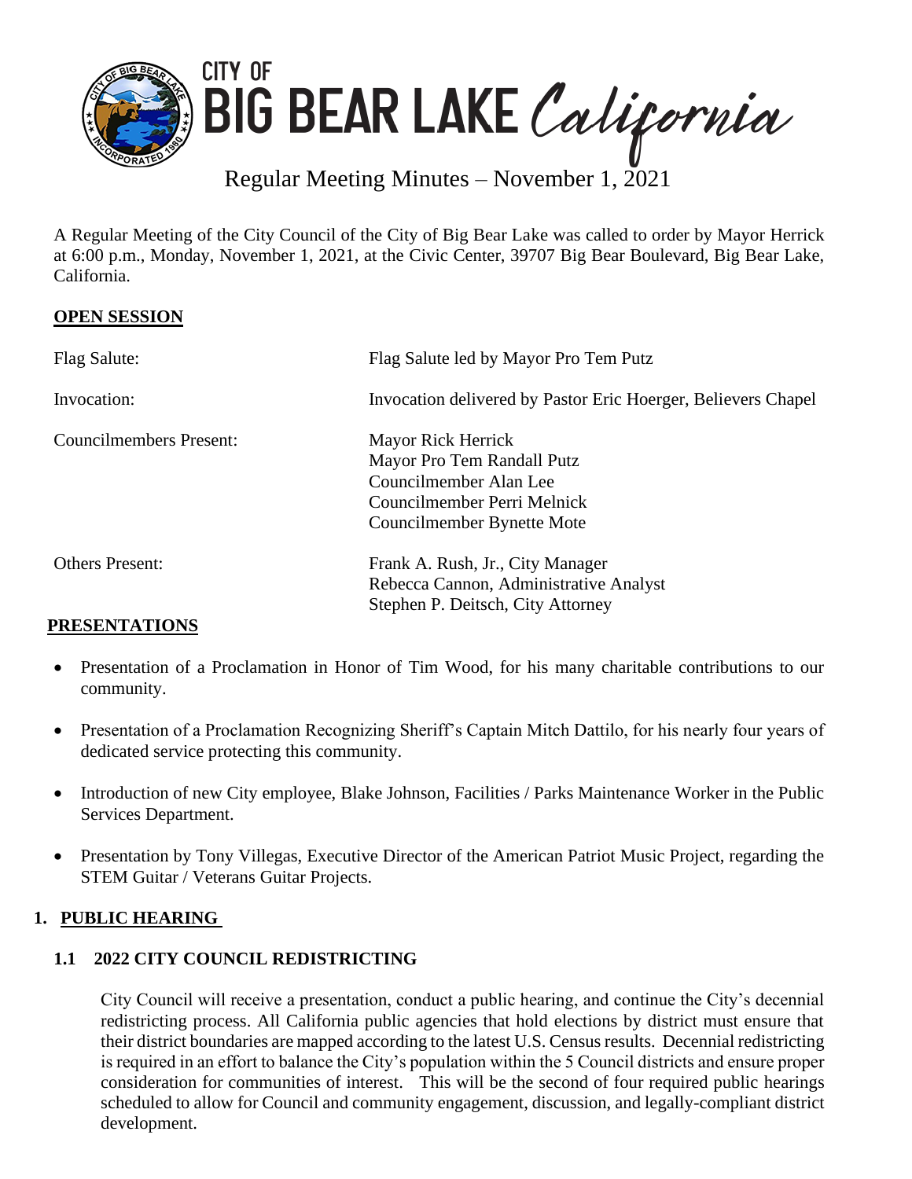# CITY OF BIG BEAR LAKE California

## Regular Meeting Minutes – November 1, 2021

A Regular Meeting of the City Council of the City of Big Bear Lake was called to order by Mayor Herrick at 6:00 p.m., Monday, November 1, 2021, at the Civic Center, 39707 Big Bear Boulevard, Big Bear Lake, California.

**OPEN SESSION**

| | |
|---|---|
| Flag Salute: | Flag Salute led by Mayor Pro Tem Putz |
| Invocation: | Invocation delivered by Pastor Eric Hoerger, Believers Chapel |
| Councilmembers Present: | Mayor Rick Herrick<br>Mayor Pro Tem Randall Putz<br>Councilmember Alan Lee<br>Councilmember Perri Melnick<br>Councilmember Bynette Mote |
| Others Present: | Frank A. Rush, Jr., City Manager<br>Rebecca Cannon, Administrative Analyst<br>Stephen P. Deitsch, City Attorney |

**PRESENTATIONS**

- Presentation of a Proclamation in Honor of Tim Wood, for his many charitable contributions to our community.
- Presentation of a Proclamation Recognizing Sheriff's Captain Mitch Dattilo, for his nearly four years of dedicated service protecting this community.
- Introduction of new City employee, Blake Johnson, Facilities / Parks Maintenance Worker in the Public Services Department.
- Presentation by Tony Villegas, Executive Director of the American Patriot Music Project, regarding the STEM Guitar / Veterans Guitar Projects.

## 1. PUBLIC HEARING

### 1.1 2022 CITY COUNCIL REDISTRICTING

City Council will receive a presentation, conduct a public hearing, and continue the City's decennial redistricting process. All California public agencies that hold elections by district must ensure that their district boundaries are mapped according to the latest U.S. Census results. Decennial redistricting is required in an effort to balance the City's population within the 5 Council districts and ensure proper consideration for communities of interest. This will be the second of four required public hearings scheduled to allow for Council and community engagement, discussion, and legally-compliant district development.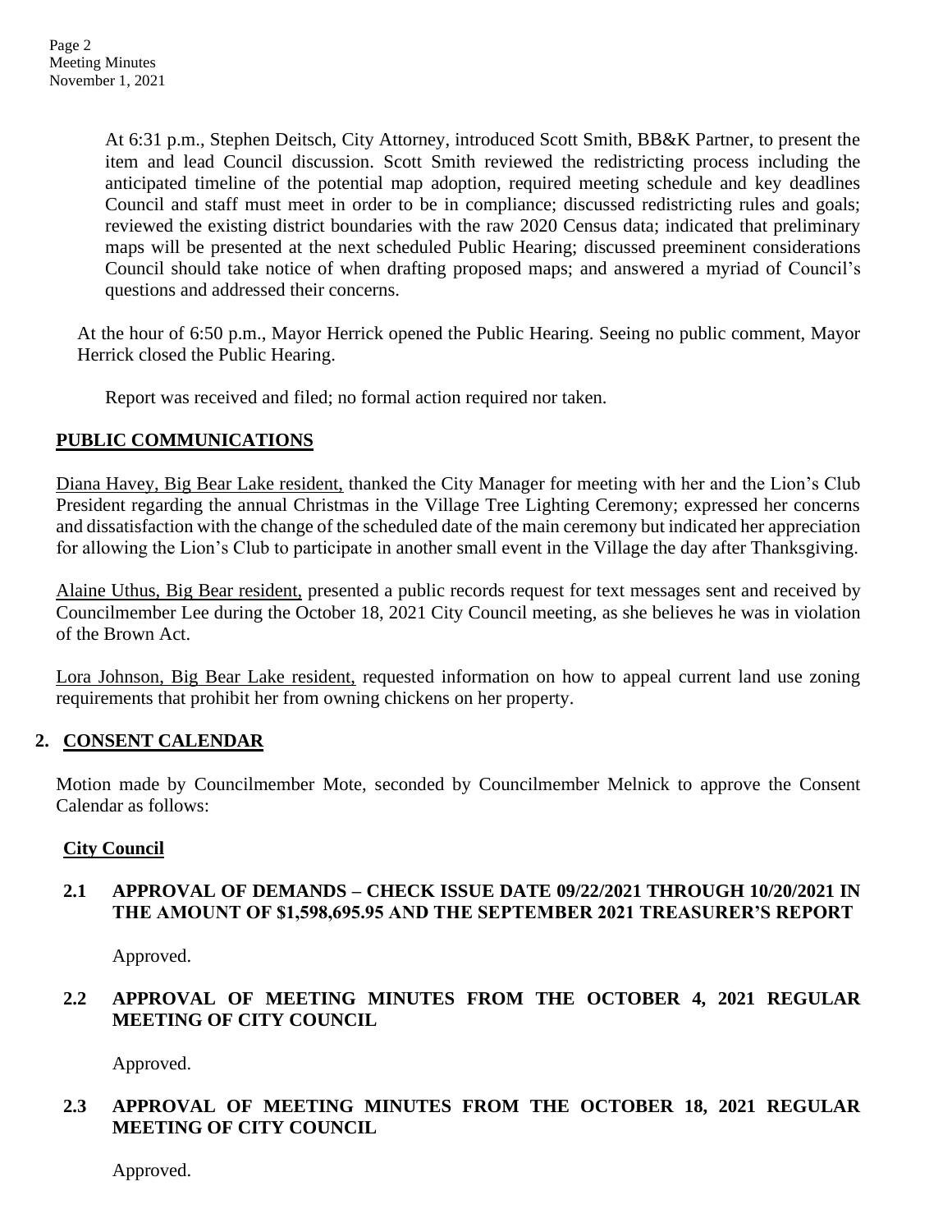At 6:31 p.m., Stephen Deitsch, City Attorney, introduced Scott Smith, BB&K Partner, to present the item and lead Council discussion. Scott Smith reviewed the redistricting process including the anticipated timeline of the potential map adoption, required meeting schedule and key deadlines Council and staff must meet in order to be in compliance; discussed redistricting rules and goals; reviewed the existing district boundaries with the raw 2020 Census data; indicated that preliminary maps will be presented at the next scheduled Public Hearing; discussed preeminent considerations Council should take notice of when drafting proposed maps; and answered a myriad of Council's questions and addressed their concerns.

At the hour of 6:50 p.m., Mayor Herrick opened the Public Hearing. Seeing no public comment, Mayor Herrick closed the Public Hearing.

Report was received and filed; no formal action required nor taken.

## PUBLIC COMMUNICATIONS

Diana Havey, Big Bear Lake resident, thanked the City Manager for meeting with her and the Lion's Club President regarding the annual Christmas in the Village Tree Lighting Ceremony; expressed her concerns and dissatisfaction with the change of the scheduled date of the main ceremony but indicated her appreciation for allowing the Lion's Club to participate in another small event in the Village the day after Thanksgiving.

Alaine Uthus, Big Bear resident, presented a public records request for text messages sent and received by Councilmember Lee during the October 18, 2021 City Council meeting, as she believes he was in violation of the Brown Act.

Lora Johnson, Big Bear Lake resident, requested information on how to appeal current land use zoning requirements that prohibit her from owning chickens on her property.

## 2. CONSENT CALENDAR

Motion made by Councilmember Mote, seconded by Councilmember Melnick to approve the Consent Calendar as follows:

### City Council

**2.1 APPROVAL OF DEMANDS – CHECK ISSUE DATE 09/22/2021 THROUGH 10/20/2021 IN THE AMOUNT OF $1,598,695.95 AND THE SEPTEMBER 2021 TREASURER'S REPORT**

Approved.

**2.2 APPROVAL OF MEETING MINUTES FROM THE OCTOBER 4, 2021 REGULAR MEETING OF CITY COUNCIL**

Approved.

**2.3 APPROVAL OF MEETING MINUTES FROM THE OCTOBER 18, 2021 REGULAR MEETING OF CITY COUNCIL**

Approved.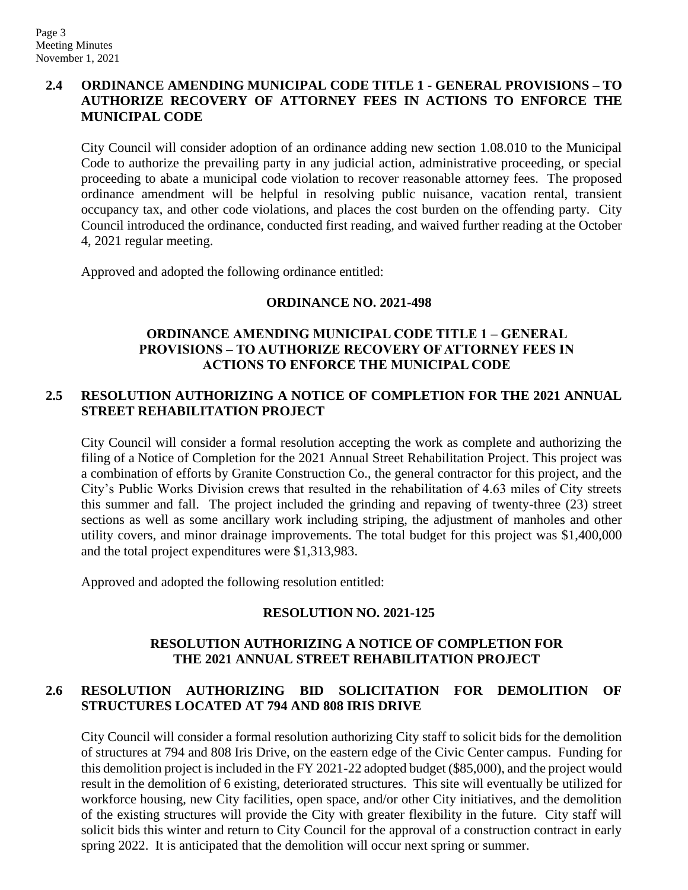### 2.4 ORDINANCE AMENDING MUNICIPAL CODE TITLE 1 - GENERAL PROVISIONS – TO AUTHORIZE RECOVERY OF ATTORNEY FEES IN ACTIONS TO ENFORCE THE MUNICIPAL CODE

City Council will consider adoption of an ordinance adding new section 1.08.010 to the Municipal Code to authorize the prevailing party in any judicial action, administrative proceeding, or special proceeding to abate a municipal code violation to recover reasonable attorney fees. The proposed ordinance amendment will be helpful in resolving public nuisance, vacation rental, transient occupancy tax, and other code violations, and places the cost burden on the offending party. City Council introduced the ordinance, conducted first reading, and waived further reading at the October 4, 2021 regular meeting.

Approved and adopted the following ordinance entitled:

**ORDINANCE NO. 2021-498**

**ORDINANCE AMENDING MUNICIPAL CODE TITLE 1 – GENERAL PROVISIONS – TO AUTHORIZE RECOVERY OF ATTORNEY FEES IN ACTIONS TO ENFORCE THE MUNICIPAL CODE**

### 2.5 RESOLUTION AUTHORIZING A NOTICE OF COMPLETION FOR THE 2021 ANNUAL STREET REHABILITATION PROJECT

City Council will consider a formal resolution accepting the work as complete and authorizing the filing of a Notice of Completion for the 2021 Annual Street Rehabilitation Project. This project was a combination of efforts by Granite Construction Co., the general contractor for this project, and the City's Public Works Division crews that resulted in the rehabilitation of 4.63 miles of City streets this summer and fall. The project included the grinding and repaving of twenty-three (23) street sections as well as some ancillary work including striping, the adjustment of manholes and other utility covers, and minor drainage improvements. The total budget for this project was $1,400,000 and the total project expenditures were $1,313,983.

Approved and adopted the following resolution entitled:

**RESOLUTION NO. 2021-125**

**RESOLUTION AUTHORIZING A NOTICE OF COMPLETION FOR THE 2021 ANNUAL STREET REHABILITATION PROJECT**

### 2.6 RESOLUTION AUTHORIZING BID SOLICITATION FOR DEMOLITION OF STRUCTURES LOCATED AT 794 AND 808 IRIS DRIVE

City Council will consider a formal resolution authorizing City staff to solicit bids for the demolition of structures at 794 and 808 Iris Drive, on the eastern edge of the Civic Center campus. Funding for this demolition project is included in the FY 2021-22 adopted budget ($85,000), and the project would result in the demolition of 6 existing, deteriorated structures. This site will eventually be utilized for workforce housing, new City facilities, open space, and/or other City initiatives, and the demolition of the existing structures will provide the City with greater flexibility in the future. City staff will solicit bids this winter and return to City Council for the approval of a construction contract in early spring 2022. It is anticipated that the demolition will occur next spring or summer.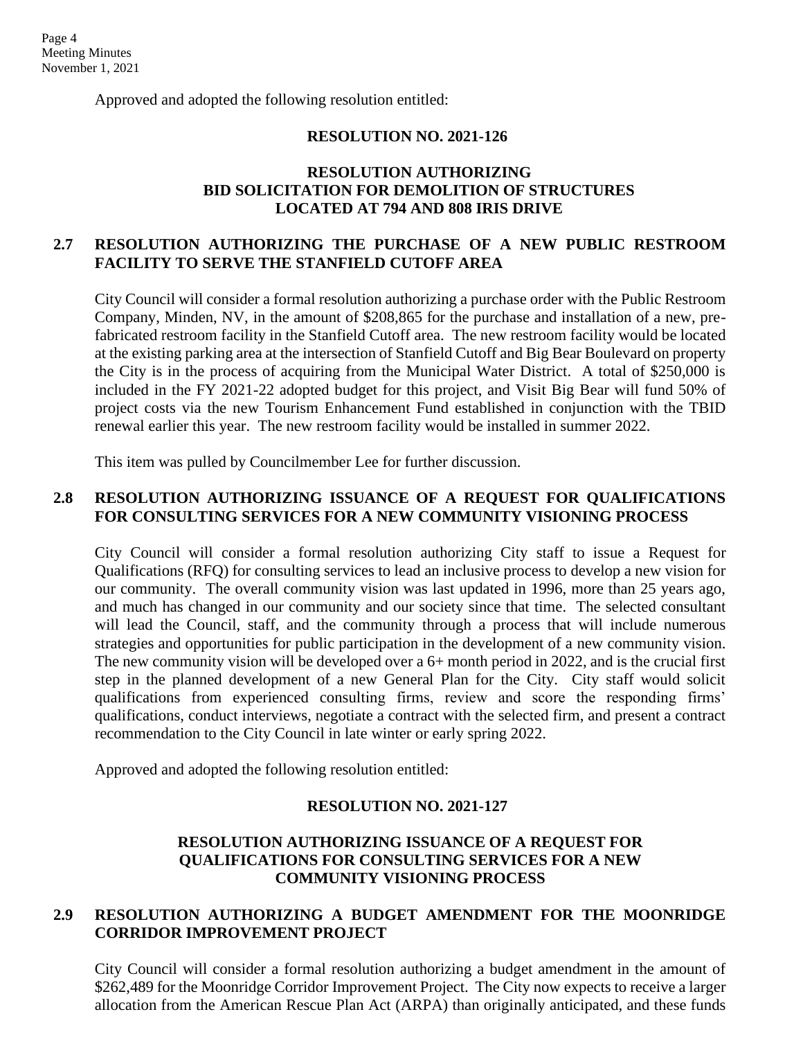Approved and adopted the following resolution entitled:

**RESOLUTION NO. 2021-126**

**RESOLUTION AUTHORIZING BID SOLICITATION FOR DEMOLITION OF STRUCTURES LOCATED AT 794 AND 808 IRIS DRIVE**

## 2.7 RESOLUTION AUTHORIZING THE PURCHASE OF A NEW PUBLIC RESTROOM FACILITY TO SERVE THE STANFIELD CUTOFF AREA

City Council will consider a formal resolution authorizing a purchase order with the Public Restroom Company, Minden, NV, in the amount of $208,865 for the purchase and installation of a new, pre-fabricated restroom facility in the Stanfield Cutoff area. The new restroom facility would be located at the existing parking area at the intersection of Stanfield Cutoff and Big Bear Boulevard on property the City is in the process of acquiring from the Municipal Water District. A total of $250,000 is included in the FY 2021-22 adopted budget for this project, and Visit Big Bear will fund 50% of project costs via the new Tourism Enhancement Fund established in conjunction with the TBID renewal earlier this year. The new restroom facility would be installed in summer 2022.

This item was pulled by Councilmember Lee for further discussion.

## 2.8 RESOLUTION AUTHORIZING ISSUANCE OF A REQUEST FOR QUALIFICATIONS FOR CONSULTING SERVICES FOR A NEW COMMUNITY VISIONING PROCESS

City Council will consider a formal resolution authorizing City staff to issue a Request for Qualifications (RFQ) for consulting services to lead an inclusive process to develop a new vision for our community. The overall community vision was last updated in 1996, more than 25 years ago, and much has changed in our community and our society since that time. The selected consultant will lead the Council, staff, and the community through a process that will include numerous strategies and opportunities for public participation in the development of a new community vision. The new community vision will be developed over a 6+ month period in 2022, and is the crucial first step in the planned development of a new General Plan for the City. City staff would solicit qualifications from experienced consulting firms, review and score the responding firms' qualifications, conduct interviews, negotiate a contract with the selected firm, and present a contract recommendation to the City Council in late winter or early spring 2022.

Approved and adopted the following resolution entitled:

**RESOLUTION NO. 2021-127**

**RESOLUTION AUTHORIZING ISSUANCE OF A REQUEST FOR QUALIFICATIONS FOR CONSULTING SERVICES FOR A NEW COMMUNITY VISIONING PROCESS**

## 2.9 RESOLUTION AUTHORIZING A BUDGET AMENDMENT FOR THE MOONRIDGE CORRIDOR IMPROVEMENT PROJECT

City Council will consider a formal resolution authorizing a budget amendment in the amount of $262,489 for the Moonridge Corridor Improvement Project. The City now expects to receive a larger allocation from the American Rescue Plan Act (ARPA) than originally anticipated, and these funds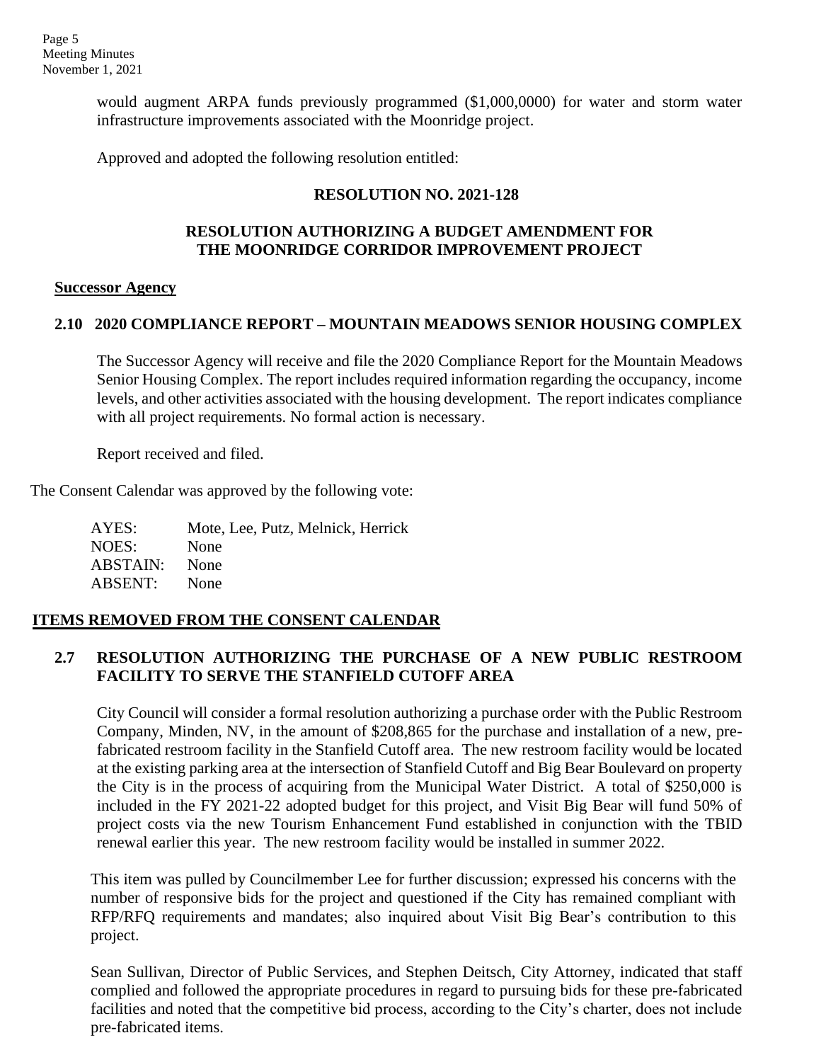would augment ARPA funds previously programmed ($1,000,0000) for water and storm water infrastructure improvements associated with the Moonridge project.

Approved and adopted the following resolution entitled:

**RESOLUTION NO. 2021-128**

**RESOLUTION AUTHORIZING A BUDGET AMENDMENT FOR THE MOONRIDGE CORRIDOR IMPROVEMENT PROJECT**

**Successor Agency**

**2.10 2020 COMPLIANCE REPORT – MOUNTAIN MEADOWS SENIOR HOUSING COMPLEX**

The Successor Agency will receive and file the 2020 Compliance Report for the Mountain Meadows Senior Housing Complex. The report includes required information regarding the occupancy, income levels, and other activities associated with the housing development. The report indicates compliance with all project requirements. No formal action is necessary.

Report received and filed.

The Consent Calendar was approved by the following vote:

AYES: Mote, Lee, Putz, Melnick, Herrick
NOES: None
ABSTAIN: None
ABSENT: None

**ITEMS REMOVED FROM THE CONSENT CALENDAR**

**2.7 RESOLUTION AUTHORIZING THE PURCHASE OF A NEW PUBLIC RESTROOM FACILITY TO SERVE THE STANFIELD CUTOFF AREA**

City Council will consider a formal resolution authorizing a purchase order with the Public Restroom Company, Minden, NV, in the amount of $208,865 for the purchase and installation of a new, pre-fabricated restroom facility in the Stanfield Cutoff area. The new restroom facility would be located at the existing parking area at the intersection of Stanfield Cutoff and Big Bear Boulevard on property the City is in the process of acquiring from the Municipal Water District. A total of $250,000 is included in the FY 2021-22 adopted budget for this project, and Visit Big Bear will fund 50% of project costs via the new Tourism Enhancement Fund established in conjunction with the TBID renewal earlier this year. The new restroom facility would be installed in summer 2022.

This item was pulled by Councilmember Lee for further discussion; expressed his concerns with the number of responsive bids for the project and questioned if the City has remained compliant with RFP/RFQ requirements and mandates; also inquired about Visit Big Bear's contribution to this project.

Sean Sullivan, Director of Public Services, and Stephen Deitsch, City Attorney, indicated that staff complied and followed the appropriate procedures in regard to pursuing bids for these pre-fabricated facilities and noted that the competitive bid process, according to the City's charter, does not include pre-fabricated items.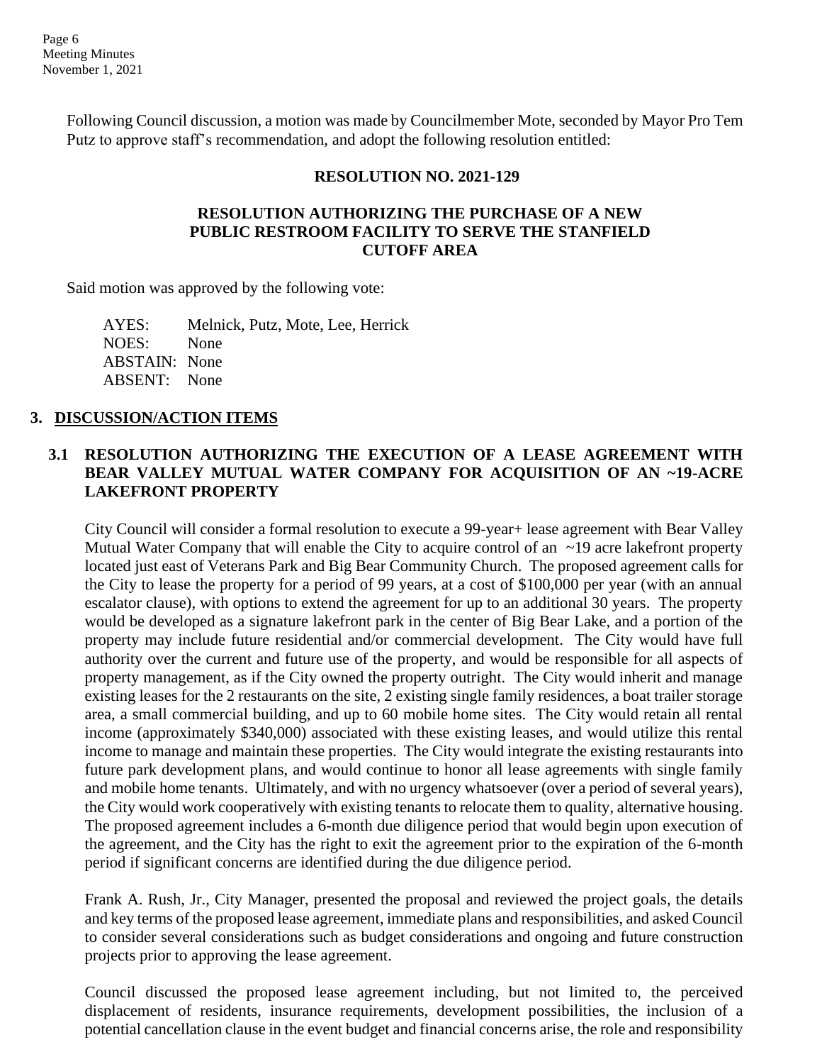Following Council discussion, a motion was made by Councilmember Mote, seconded by Mayor Pro Tem Putz to approve staff's recommendation, and adopt the following resolution entitled:

**RESOLUTION NO. 2021-129**

**RESOLUTION AUTHORIZING THE PURCHASE OF A NEW PUBLIC RESTROOM FACILITY TO SERVE THE STANFIELD CUTOFF AREA**

Said motion was approved by the following vote:

AYES: Melnick, Putz, Mote, Lee, Herrick
NOES: None
ABSTAIN: None
ABSENT: None

## 3. DISCUSSION/ACTION ITEMS

### 3.1 RESOLUTION AUTHORIZING THE EXECUTION OF A LEASE AGREEMENT WITH BEAR VALLEY MUTUAL WATER COMPANY FOR ACQUISITION OF AN ~19-ACRE LAKEFRONT PROPERTY

City Council will consider a formal resolution to execute a 99-year+ lease agreement with Bear Valley Mutual Water Company that will enable the City to acquire control of an ~19 acre lakefront property located just east of Veterans Park and Big Bear Community Church. The proposed agreement calls for the City to lease the property for a period of 99 years, at a cost of $100,000 per year (with an annual escalator clause), with options to extend the agreement for up to an additional 30 years. The property would be developed as a signature lakefront park in the center of Big Bear Lake, and a portion of the property may include future residential and/or commercial development. The City would have full authority over the current and future use of the property, and would be responsible for all aspects of property management, as if the City owned the property outright. The City would inherit and manage existing leases for the 2 restaurants on the site, 2 existing single family residences, a boat trailer storage area, a small commercial building, and up to 60 mobile home sites. The City would retain all rental income (approximately $340,000) associated with these existing leases, and would utilize this rental income to manage and maintain these properties. The City would integrate the existing restaurants into future park development plans, and would continue to honor all lease agreements with single family and mobile home tenants. Ultimately, and with no urgency whatsoever (over a period of several years), the City would work cooperatively with existing tenants to relocate them to quality, alternative housing. The proposed agreement includes a 6-month due diligence period that would begin upon execution of the agreement, and the City has the right to exit the agreement prior to the expiration of the 6-month period if significant concerns are identified during the due diligence period.

Frank A. Rush, Jr., City Manager, presented the proposal and reviewed the project goals, the details and key terms of the proposed lease agreement, immediate plans and responsibilities, and asked Council to consider several considerations such as budget considerations and ongoing and future construction projects prior to approving the lease agreement.

Council discussed the proposed lease agreement including, but not limited to, the perceived displacement of residents, insurance requirements, development possibilities, the inclusion of a potential cancellation clause in the event budget and financial concerns arise, the role and responsibility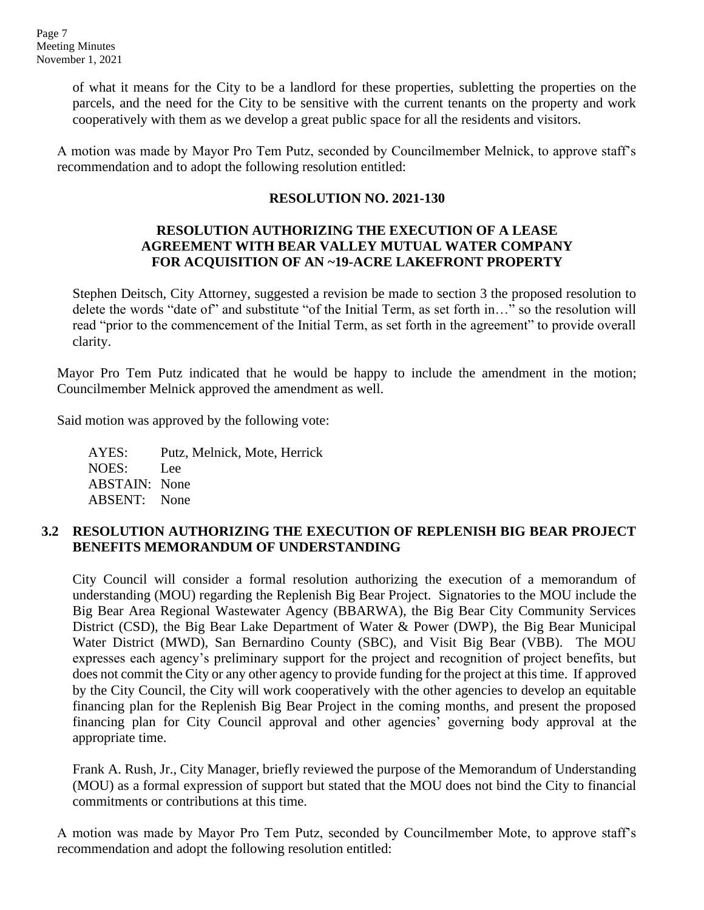of what it means for the City to be a landlord for these properties, subletting the properties on the parcels, and the need for the City to be sensitive with the current tenants on the property and work cooperatively with them as we develop a great public space for all the residents and visitors.

A motion was made by Mayor Pro Tem Putz, seconded by Councilmember Melnick, to approve staff's recommendation and to adopt the following resolution entitled:

**RESOLUTION NO. 2021-130**

**RESOLUTION AUTHORIZING THE EXECUTION OF A LEASE AGREEMENT WITH BEAR VALLEY MUTUAL WATER COMPANY FOR ACQUISITION OF AN ~19-ACRE LAKEFRONT PROPERTY**

Stephen Deitsch, City Attorney, suggested a revision be made to section 3 the proposed resolution to delete the words "date of" and substitute "of the Initial Term, as set forth in…" so the resolution will read "prior to the commencement of the Initial Term, as set forth in the agreement" to provide overall clarity.

Mayor Pro Tem Putz indicated that he would be happy to include the amendment in the motion; Councilmember Melnick approved the amendment as well.

Said motion was approved by the following vote:

AYES: Putz, Melnick, Mote, Herrick
NOES: Lee
ABSTAIN: None
ABSENT: None

## 3.2 RESOLUTION AUTHORIZING THE EXECUTION OF REPLENISH BIG BEAR PROJECT BENEFITS MEMORANDUM OF UNDERSTANDING

City Council will consider a formal resolution authorizing the execution of a memorandum of understanding (MOU) regarding the Replenish Big Bear Project. Signatories to the MOU include the Big Bear Area Regional Wastewater Agency (BBARWA), the Big Bear City Community Services District (CSD), the Big Bear Lake Department of Water & Power (DWP), the Big Bear Municipal Water District (MWD), San Bernardino County (SBC), and Visit Big Bear (VBB). The MOU expresses each agency's preliminary support for the project and recognition of project benefits, but does not commit the City or any other agency to provide funding for the project at this time. If approved by the City Council, the City will work cooperatively with the other agencies to develop an equitable financing plan for the Replenish Big Bear Project in the coming months, and present the proposed financing plan for City Council approval and other agencies' governing body approval at the appropriate time.

Frank A. Rush, Jr., City Manager, briefly reviewed the purpose of the Memorandum of Understanding (MOU) as a formal expression of support but stated that the MOU does not bind the City to financial commitments or contributions at this time.

A motion was made by Mayor Pro Tem Putz, seconded by Councilmember Mote, to approve staff's recommendation and adopt the following resolution entitled: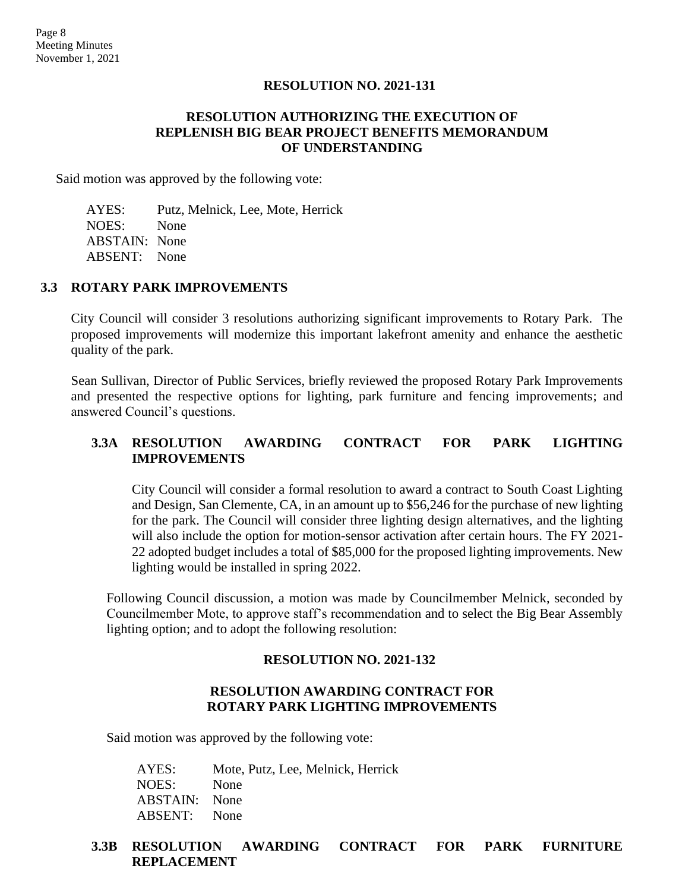**RESOLUTION NO. 2021-131**

**RESOLUTION AUTHORIZING THE EXECUTION OF REPLENISH BIG BEAR PROJECT BENEFITS MEMORANDUM OF UNDERSTANDING**

Said motion was approved by the following vote:

AYES: Putz, Melnick, Lee, Mote, Herrick
NOES: None
ABSTAIN: None
ABSENT: None

## 3.3 ROTARY PARK IMPROVEMENTS

City Council will consider 3 resolutions authorizing significant improvements to Rotary Park. The proposed improvements will modernize this important lakefront amenity and enhance the aesthetic quality of the park.

Sean Sullivan, Director of Public Services, briefly reviewed the proposed Rotary Park Improvements and presented the respective options for lighting, park furniture and fencing improvements; and answered Council's questions.

### 3.3A RESOLUTION AWARDING CONTRACT FOR PARK LIGHTING IMPROVEMENTS

City Council will consider a formal resolution to award a contract to South Coast Lighting and Design, San Clemente, CA, in an amount up to $56,246 for the purchase of new lighting for the park. The Council will consider three lighting design alternatives, and the lighting will also include the option for motion-sensor activation after certain hours. The FY 2021-22 adopted budget includes a total of $85,000 for the proposed lighting improvements. New lighting would be installed in spring 2022.

Following Council discussion, a motion was made by Councilmember Melnick, seconded by Councilmember Mote, to approve staff's recommendation and to select the Big Bear Assembly lighting option; and to adopt the following resolution:

**RESOLUTION NO. 2021-132**

**RESOLUTION AWARDING CONTRACT FOR ROTARY PARK LIGHTING IMPROVEMENTS**

Said motion was approved by the following vote:

AYES: Mote, Putz, Lee, Melnick, Herrick
NOES: None
ABSTAIN: None
ABSENT: None

### 3.3B RESOLUTION AWARDING CONTRACT FOR PARK FURNITURE REPLACEMENT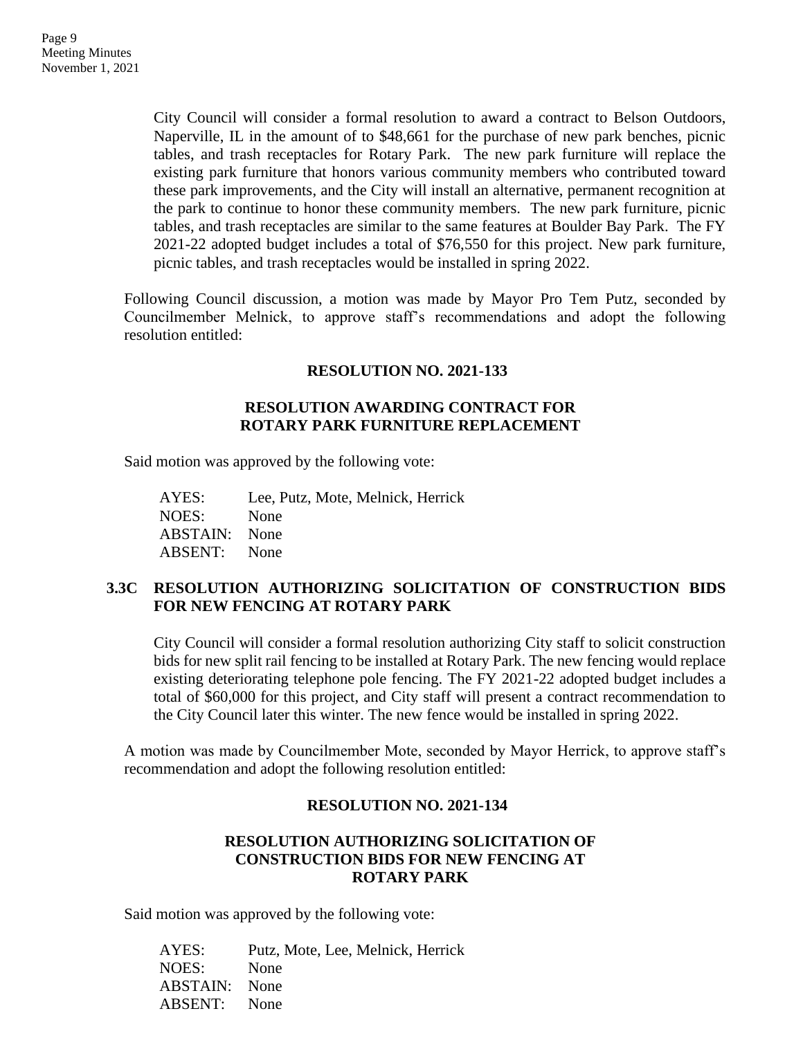City Council will consider a formal resolution to award a contract to Belson Outdoors, Naperville, IL in the amount of to $48,661 for the purchase of new park benches, picnic tables, and trash receptacles for Rotary Park. The new park furniture will replace the existing park furniture that honors various community members who contributed toward these park improvements, and the City will install an alternative, permanent recognition at the park to continue to honor these community members. The new park furniture, picnic tables, and trash receptacles are similar to the same features at Boulder Bay Park. The FY 2021-22 adopted budget includes a total of $76,550 for this project. New park furniture, picnic tables, and trash receptacles would be installed in spring 2022.

Following Council discussion, a motion was made by Mayor Pro Tem Putz, seconded by Councilmember Melnick, to approve staff's recommendations and adopt the following resolution entitled:

**RESOLUTION NO. 2021-133**

**RESOLUTION AWARDING CONTRACT FOR ROTARY PARK FURNITURE REPLACEMENT**

Said motion was approved by the following vote:

AYES: Lee, Putz, Mote, Melnick, Herrick
NOES: None
ABSTAIN: None
ABSENT: None

### 3.3C RESOLUTION AUTHORIZING SOLICITATION OF CONSTRUCTION BIDS FOR NEW FENCING AT ROTARY PARK

City Council will consider a formal resolution authorizing City staff to solicit construction bids for new split rail fencing to be installed at Rotary Park. The new fencing would replace existing deteriorating telephone pole fencing. The FY 2021-22 adopted budget includes a total of $60,000 for this project, and City staff will present a contract recommendation to the City Council later this winter. The new fence would be installed in spring 2022.

A motion was made by Councilmember Mote, seconded by Mayor Herrick, to approve staff's recommendation and adopt the following resolution entitled:

**RESOLUTION NO. 2021-134**

**RESOLUTION AUTHORIZING SOLICITATION OF CONSTRUCTION BIDS FOR NEW FENCING AT ROTARY PARK**

Said motion was approved by the following vote:

AYES: Putz, Mote, Lee, Melnick, Herrick
NOES: None
ABSTAIN: None
ABSENT: None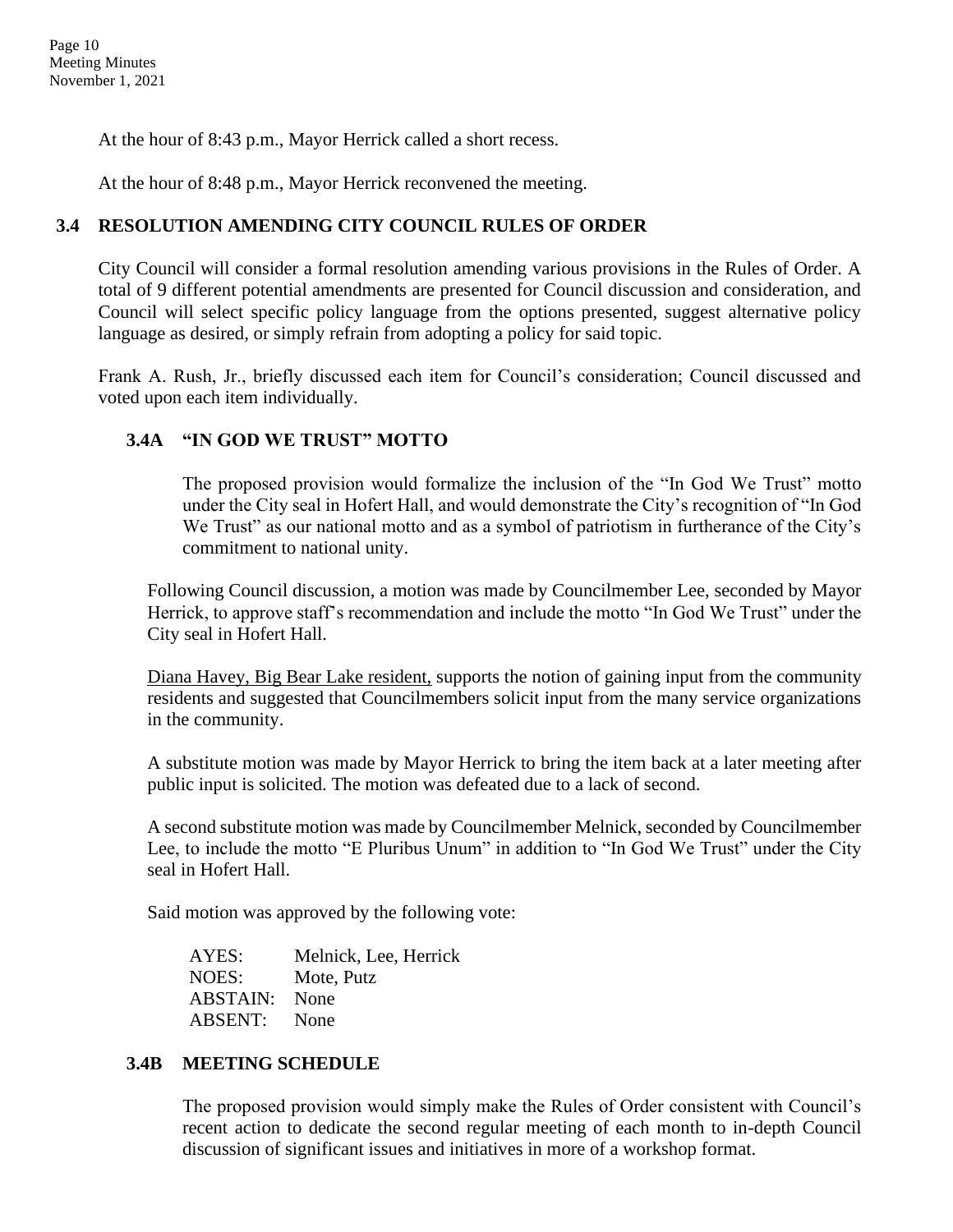At the hour of 8:43 p.m., Mayor Herrick called a short recess.

At the hour of 8:48 p.m., Mayor Herrick reconvened the meeting.

## 3.4 RESOLUTION AMENDING CITY COUNCIL RULES OF ORDER

City Council will consider a formal resolution amending various provisions in the Rules of Order. A total of 9 different potential amendments are presented for Council discussion and consideration, and Council will select specific policy language from the options presented, suggest alternative policy language as desired, or simply refrain from adopting a policy for said topic.

Frank A. Rush, Jr., briefly discussed each item for Council's consideration; Council discussed and voted upon each item individually.

### 3.4A "IN GOD WE TRUST" MOTTO

The proposed provision would formalize the inclusion of the "In God We Trust" motto under the City seal in Hofert Hall, and would demonstrate the City's recognition of "In God We Trust" as our national motto and as a symbol of patriotism in furtherance of the City's commitment to national unity.

Following Council discussion, a motion was made by Councilmember Lee, seconded by Mayor Herrick, to approve staff's recommendation and include the motto "In God We Trust" under the City seal in Hofert Hall.

Diana Havey, Big Bear Lake resident, supports the notion of gaining input from the community residents and suggested that Councilmembers solicit input from the many service organizations in the community.

A substitute motion was made by Mayor Herrick to bring the item back at a later meeting after public input is solicited. The motion was defeated due to a lack of second.

A second substitute motion was made by Councilmember Melnick, seconded by Councilmember Lee, to include the motto "E Pluribus Unum" in addition to "In God We Trust" under the City seal in Hofert Hall.

Said motion was approved by the following vote:

AYES: Melnick, Lee, Herrick
NOES: Mote, Putz
ABSTAIN: None
ABSENT: None

### 3.4B MEETING SCHEDULE

The proposed provision would simply make the Rules of Order consistent with Council's recent action to dedicate the second regular meeting of each month to in-depth Council discussion of significant issues and initiatives in more of a workshop format.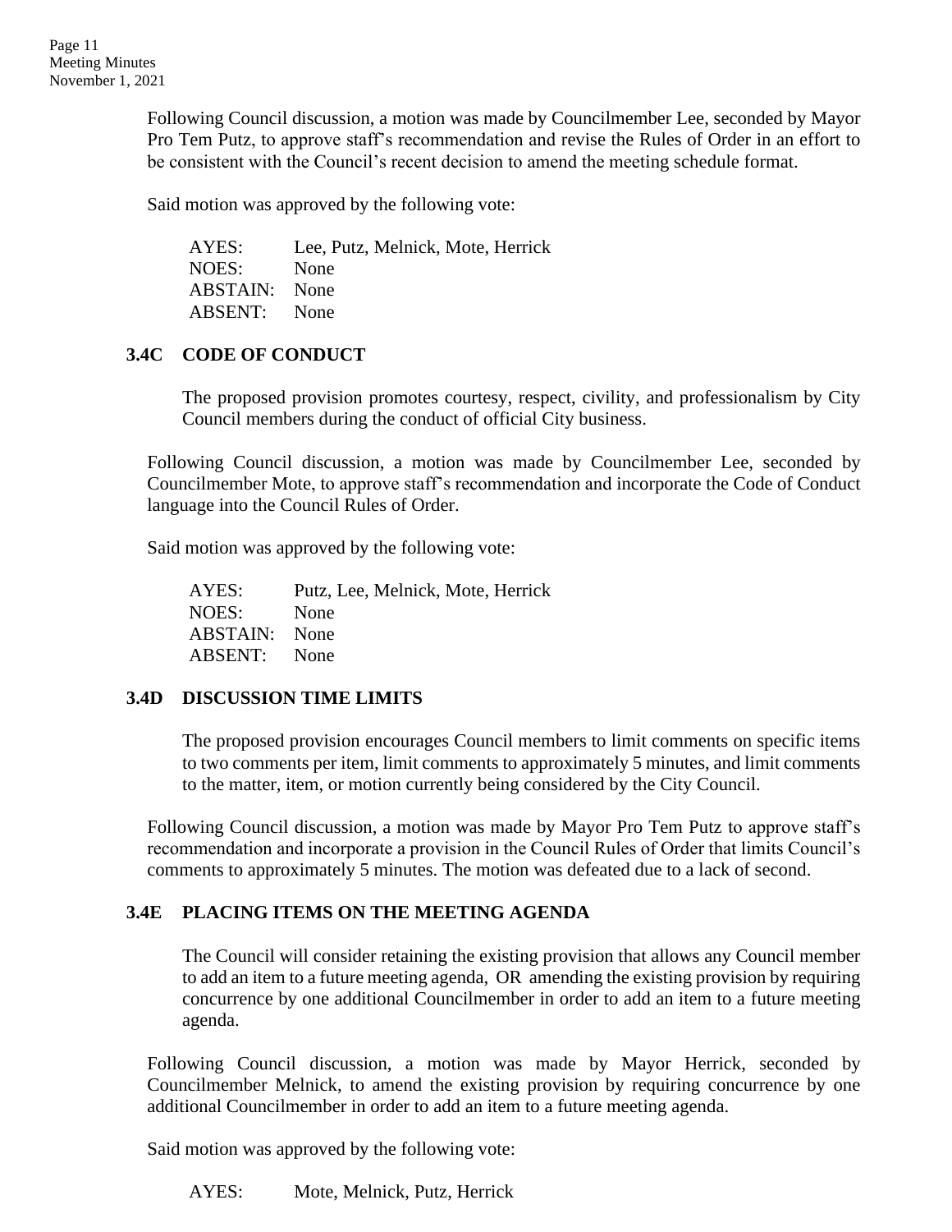Following Council discussion, a motion was made by Councilmember Lee, seconded by Mayor Pro Tem Putz, to approve staff's recommendation and revise the Rules of Order in an effort to be consistent with the Council's recent decision to amend the meeting schedule format.

Said motion was approved by the following vote:

| | |
|---|---|
| AYES: | Lee, Putz, Melnick, Mote, Herrick |
| NOES: | None |
| ABSTAIN: | None |
| ABSENT: | None |

### 3.4C CODE OF CONDUCT

The proposed provision promotes courtesy, respect, civility, and professionalism by City Council members during the conduct of official City business.

Following Council discussion, a motion was made by Councilmember Lee, seconded by Councilmember Mote, to approve staff's recommendation and incorporate the Code of Conduct language into the Council Rules of Order.

Said motion was approved by the following vote:

| | |
|---|---|
| AYES: | Putz, Lee, Melnick, Mote, Herrick |
| NOES: | None |
| ABSTAIN: | None |
| ABSENT: | None |

### 3.4D DISCUSSION TIME LIMITS

The proposed provision encourages Council members to limit comments on specific items to two comments per item, limit comments to approximately 5 minutes, and limit comments to the matter, item, or motion currently being considered by the City Council.

Following Council discussion, a motion was made by Mayor Pro Tem Putz to approve staff's recommendation and incorporate a provision in the Council Rules of Order that limits Council's comments to approximately 5 minutes. The motion was defeated due to a lack of second.

### 3.4E PLACING ITEMS ON THE MEETING AGENDA

The Council will consider retaining the existing provision that allows any Council member to add an item to a future meeting agenda, OR amending the existing provision by requiring concurrence by one additional Councilmember in order to add an item to a future meeting agenda.

Following Council discussion, a motion was made by Mayor Herrick, seconded by Councilmember Melnick, to amend the existing provision by requiring concurrence by one additional Councilmember in order to add an item to a future meeting agenda.

Said motion was approved by the following vote:

| | |
|---|---|
| AYES: | Mote, Melnick, Putz, Herrick |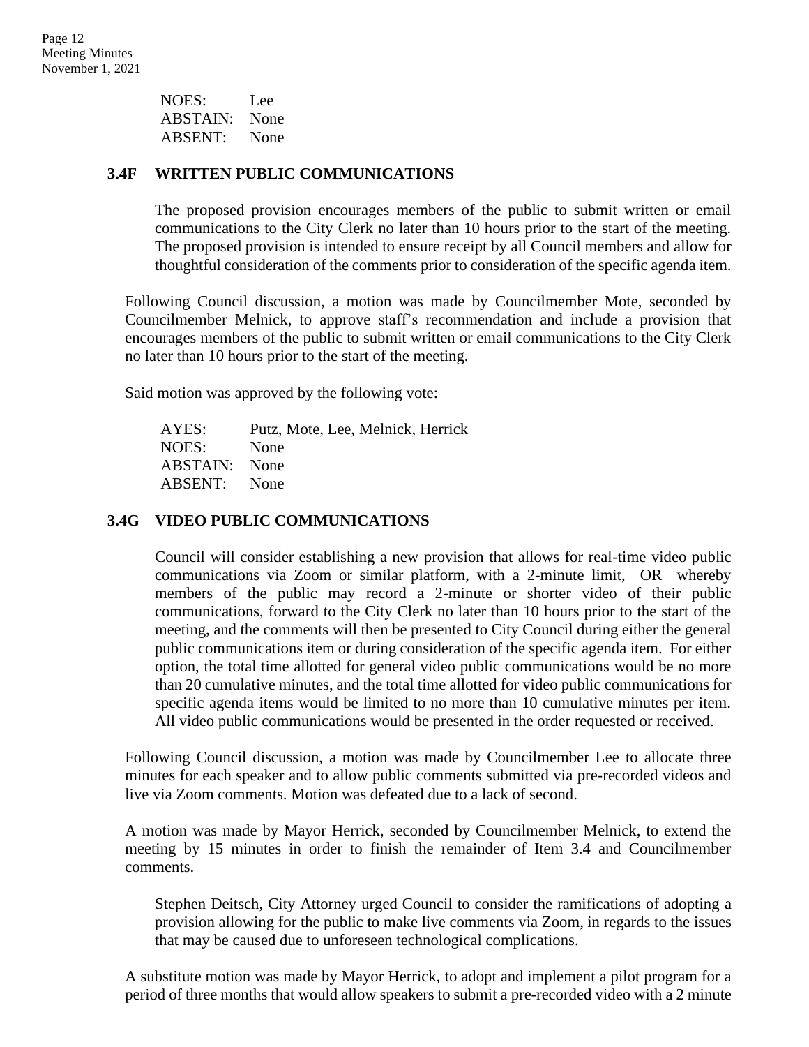NOES: Lee
ABSTAIN: None
ABSENT: None

### 3.4F WRITTEN PUBLIC COMMUNICATIONS

The proposed provision encourages members of the public to submit written or email communications to the City Clerk no later than 10 hours prior to the start of the meeting. The proposed provision is intended to ensure receipt by all Council members and allow for thoughtful consideration of the comments prior to consideration of the specific agenda item.

Following Council discussion, a motion was made by Councilmember Mote, seconded by Councilmember Melnick, to approve staff's recommendation and include a provision that encourages members of the public to submit written or email communications to the City Clerk no later than 10 hours prior to the start of the meeting.

Said motion was approved by the following vote:

AYES: Putz, Mote, Lee, Melnick, Herrick
NOES: None
ABSTAIN: None
ABSENT: None

### 3.4G VIDEO PUBLIC COMMUNICATIONS

Council will consider establishing a new provision that allows for real-time video public communications via Zoom or similar platform, with a 2-minute limit, OR whereby members of the public may record a 2-minute or shorter video of their public communications, forward to the City Clerk no later than 10 hours prior to the start of the meeting, and the comments will then be presented to City Council during either the general public communications item or during consideration of the specific agenda item. For either option, the total time allotted for general video public communications would be no more than 20 cumulative minutes, and the total time allotted for video public communications for specific agenda items would be limited to no more than 10 cumulative minutes per item. All video public communications would be presented in the order requested or received.

Following Council discussion, a motion was made by Councilmember Lee to allocate three minutes for each speaker and to allow public comments submitted via pre-recorded videos and live via Zoom comments. Motion was defeated due to a lack of second.

A motion was made by Mayor Herrick, seconded by Councilmember Melnick, to extend the meeting by 15 minutes in order to finish the remainder of Item 3.4 and Councilmember comments.

Stephen Deitsch, City Attorney urged Council to consider the ramifications of adopting a provision allowing for the public to make live comments via Zoom, in regards to the issues that may be caused due to unforeseen technological complications.

A substitute motion was made by Mayor Herrick, to adopt and implement a pilot program for a period of three months that would allow speakers to submit a pre-recorded video with a 2 minute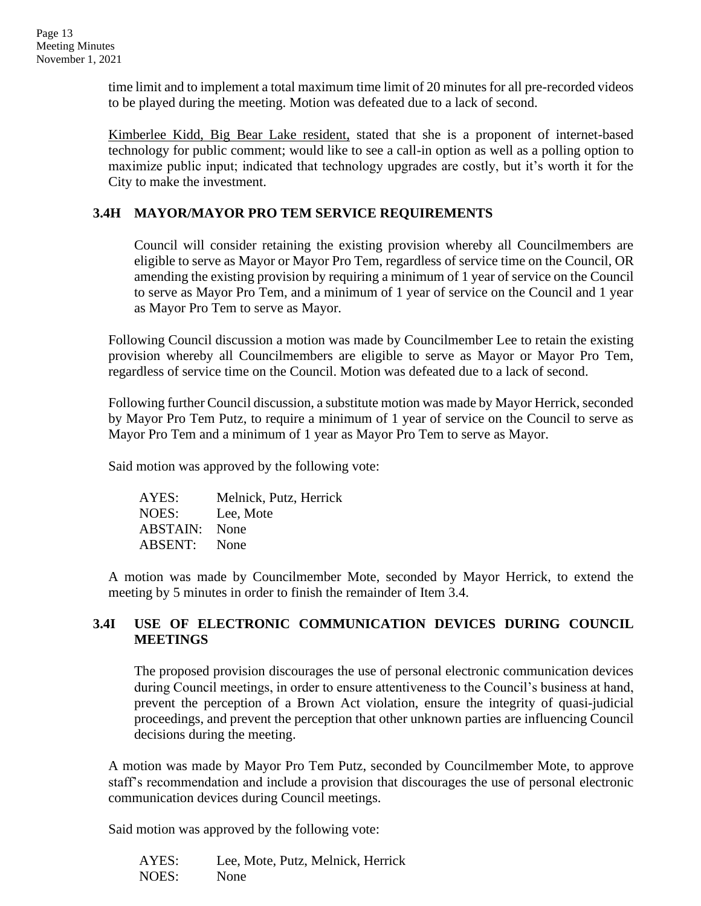time limit and to implement a total maximum time limit of 20 minutes for all pre-recorded videos to be played during the meeting. Motion was defeated due to a lack of second.

Kimberlee Kidd, Big Bear Lake resident, stated that she is a proponent of internet-based technology for public comment; would like to see a call-in option as well as a polling option to maximize public input; indicated that technology upgrades are costly, but it's worth it for the City to make the investment.

### 3.4H MAYOR/MAYOR PRO TEM SERVICE REQUIREMENTS

Council will consider retaining the existing provision whereby all Councilmembers are eligible to serve as Mayor or Mayor Pro Tem, regardless of service time on the Council, OR amending the existing provision by requiring a minimum of 1 year of service on the Council to serve as Mayor Pro Tem, and a minimum of 1 year of service on the Council and 1 year as Mayor Pro Tem to serve as Mayor.

Following Council discussion a motion was made by Councilmember Lee to retain the existing provision whereby all Councilmembers are eligible to serve as Mayor or Mayor Pro Tem, regardless of service time on the Council. Motion was defeated due to a lack of second.

Following further Council discussion, a substitute motion was made by Mayor Herrick, seconded by Mayor Pro Tem Putz, to require a minimum of 1 year of service on the Council to serve as Mayor Pro Tem and a minimum of 1 year as Mayor Pro Tem to serve as Mayor.

Said motion was approved by the following vote:

AYES: Melnick, Putz, Herrick
NOES: Lee, Mote
ABSTAIN: None
ABSENT: None

A motion was made by Councilmember Mote, seconded by Mayor Herrick, to extend the meeting by 5 minutes in order to finish the remainder of Item 3.4.

### 3.4I USE OF ELECTRONIC COMMUNICATION DEVICES DURING COUNCIL MEETINGS

The proposed provision discourages the use of personal electronic communication devices during Council meetings, in order to ensure attentiveness to the Council's business at hand, prevent the perception of a Brown Act violation, ensure the integrity of quasi-judicial proceedings, and prevent the perception that other unknown parties are influencing Council decisions during the meeting.

A motion was made by Mayor Pro Tem Putz, seconded by Councilmember Mote, to approve staff's recommendation and include a provision that discourages the use of personal electronic communication devices during Council meetings.

Said motion was approved by the following vote:

AYES: Lee, Mote, Putz, Melnick, Herrick
NOES: None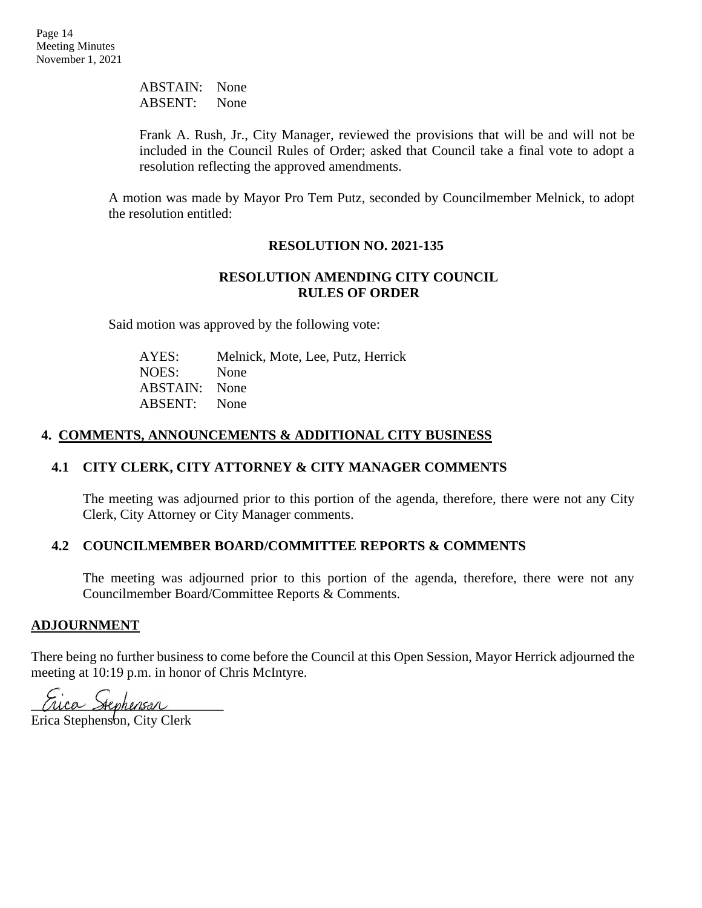ABSTAIN: None
ABSENT: None

Frank A. Rush, Jr., City Manager, reviewed the provisions that will be and will not be included in the Council Rules of Order; asked that Council take a final vote to adopt a resolution reflecting the approved amendments.

A motion was made by Mayor Pro Tem Putz, seconded by Councilmember Melnick, to adopt the resolution entitled:

**RESOLUTION NO. 2021-135**

**RESOLUTION AMENDING CITY COUNCIL RULES OF ORDER**

Said motion was approved by the following vote:

AYES: Melnick, Mote, Lee, Putz, Herrick
NOES: None
ABSTAIN: None
ABSENT: None

## 4. COMMENTS, ANNOUNCEMENTS & ADDITIONAL CITY BUSINESS

### 4.1 CITY CLERK, CITY ATTORNEY & CITY MANAGER COMMENTS

The meeting was adjourned prior to this portion of the agenda, therefore, there were not any City Clerk, City Attorney or City Manager comments.

### 4.2 COUNCILMEMBER BOARD/COMMITTEE REPORTS & COMMENTS

The meeting was adjourned prior to this portion of the agenda, therefore, there were not any Councilmember Board/Committee Reports & Comments.

## ADJOURNMENT

There being no further business to come before the Council at this Open Session, Mayor Herrick adjourned the meeting at 10:19 p.m. in honor of Chris McIntyre.

Erica Stephenson

Erica Stephenson, City Clerk